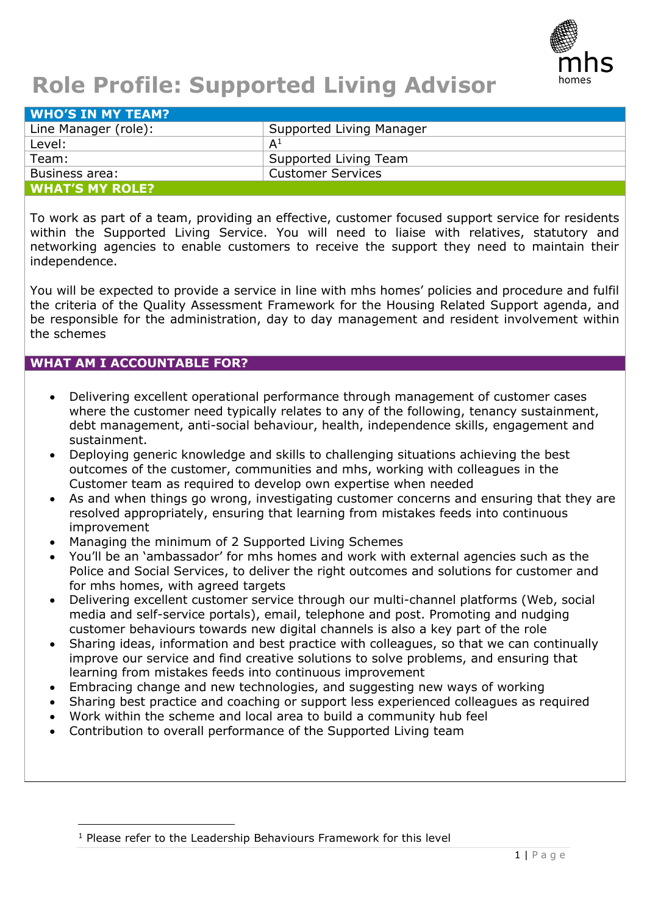# Role Profile: Supported Living Advisor

| WHO'S IN MY TEAM? | |
|---|---|
| Line Manager (role): | Supported Living Manager |
| Level: | A[1] |
| Team: | Supported Living Team |
| Business area: | Customer Services |

## WHAT'S MY ROLE?

To work as part of a team, providing an effective, customer focused support service for residents within the Supported Living Service. You will need to liaise with relatives, statutory and networking agencies to enable customers to receive the support they need to maintain their independence.

You will be expected to provide a service in line with mhs homes' policies and procedure and fulfil the criteria of the Quality Assessment Framework for the Housing Related Support agenda, and be responsible for the administration, day to day management and resident involvement within the schemes

## WHAT AM I ACCOUNTABLE FOR?

- Delivering excellent operational performance through management of customer cases where the customer need typically relates to any of the following, tenancy sustainment, debt management, anti-social behaviour, health, independence skills, engagement and sustainment.
- Deploying generic knowledge and skills to challenging situations achieving the best outcomes of the customer, communities and mhs, working with colleagues in the Customer team as required to develop own expertise when needed
- As and when things go wrong, investigating customer concerns and ensuring that they are resolved appropriately, ensuring that learning from mistakes feeds into continuous improvement
- Managing the minimum of 2 Supported Living Schemes
- You'll be an 'ambassador' for mhs homes and work with external agencies such as the Police and Social Services, to deliver the right outcomes and solutions for customer and for mhs homes, with agreed targets
- Delivering excellent customer service through our multi-channel platforms (Web, social media and self-service portals), email, telephone and post. Promoting and nudging customer behaviours towards new digital channels is also a key part of the role
- Sharing ideas, information and best practice with colleagues, so that we can continually improve our service and find creative solutions to solve problems, and ensuring that learning from mistakes feeds into continuous improvement
- Embracing change and new technologies, and suggesting new ways of working
- Sharing best practice and coaching or support less experienced colleagues as required
- Work within the scheme and local area to build a community hub feel
- Contribution to overall performance of the Supported Living team

[1] Please refer to the Leadership Behaviours Framework for this level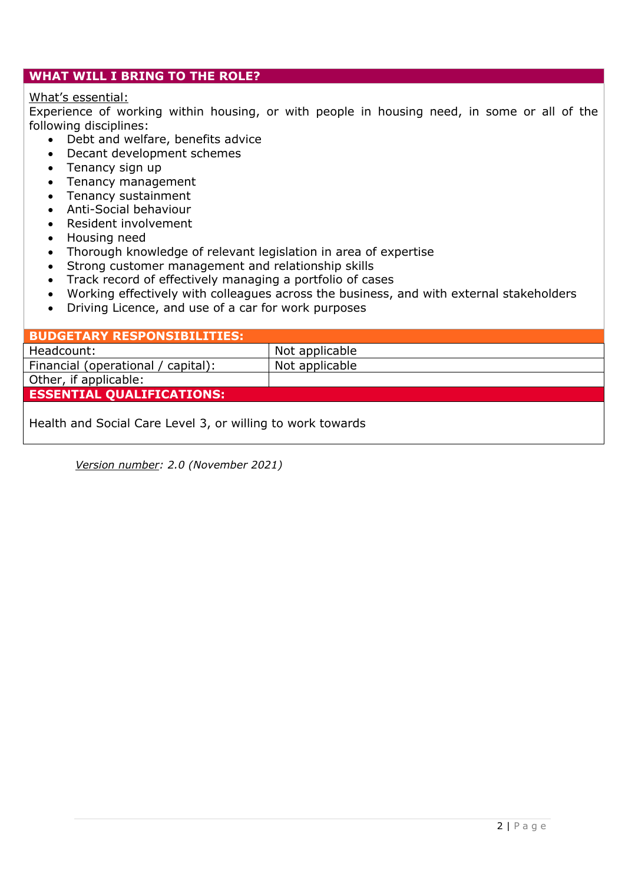## WHAT WILL I BRING TO THE ROLE?

What's essential:

Experience of working within housing, or with people in housing need, in some or all of the following disciplines:

- Debt and welfare, benefits advice
- Decant development schemes
- Tenancy sign up
- Tenancy management
- Tenancy sustainment
- Anti-Social behaviour
- Resident involvement
- Housing need
- Thorough knowledge of relevant legislation in area of expertise
- Strong customer management and relationship skills
- Track record of effectively managing a portfolio of cases
- Working effectively with colleagues across the business, and with external stakeholders
- Driving Licence, and use of a car for work purposes

## BUDGETARY RESPONSIBILITIES:

| | |
|---|---|
| Headcount: | Not applicable |
| Financial (operational / capital): | Not applicable |
| Other, if applicable: | |

## ESSENTIAL QUALIFICATIONS:

Health and Social Care Level 3, or willing to work towards

*Version number: 2.0 (November 2021)*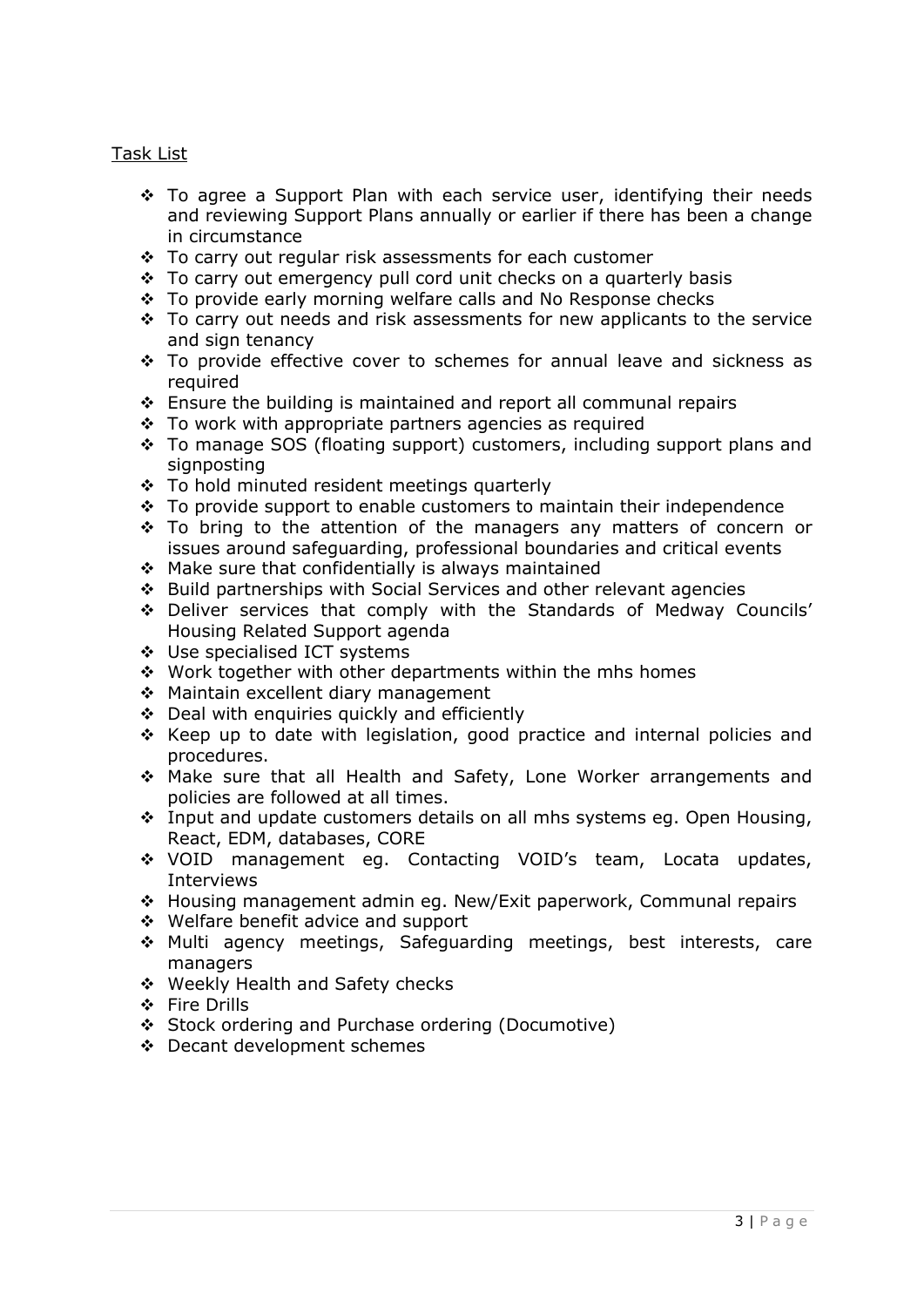Task List

- To agree a Support Plan with each service user, identifying their needs and reviewing Support Plans annually or earlier if there has been a change in circumstance
- To carry out regular risk assessments for each customer
- To carry out emergency pull cord unit checks on a quarterly basis
- To provide early morning welfare calls and No Response checks
- To carry out needs and risk assessments for new applicants to the service and sign tenancy
- To provide effective cover to schemes for annual leave and sickness as required
- Ensure the building is maintained and report all communal repairs
- To work with appropriate partners agencies as required
- To manage SOS (floating support) customers, including support plans and signposting
- To hold minuted resident meetings quarterly
- To provide support to enable customers to maintain their independence
- To bring to the attention of the managers any matters of concern or issues around safeguarding, professional boundaries and critical events
- Make sure that confidentially is always maintained
- Build partnerships with Social Services and other relevant agencies
- Deliver services that comply with the Standards of Medway Councils' Housing Related Support agenda
- Use specialised ICT systems
- Work together with other departments within the mhs homes
- Maintain excellent diary management
- Deal with enquiries quickly and efficiently
- Keep up to date with legislation, good practice and internal policies and procedures.
- Make sure that all Health and Safety, Lone Worker arrangements and policies are followed at all times.
- Input and update customers details on all mhs systems eg. Open Housing, React, EDM, databases, CORE
- VOID management eg. Contacting VOID's team, Locata updates, Interviews
- Housing management admin eg. New/Exit paperwork, Communal repairs
- Welfare benefit advice and support
- Multi agency meetings, Safeguarding meetings, best interests, care managers
- Weekly Health and Safety checks
- Fire Drills
- Stock ordering and Purchase ordering (Documotive)
- Decant development schemes